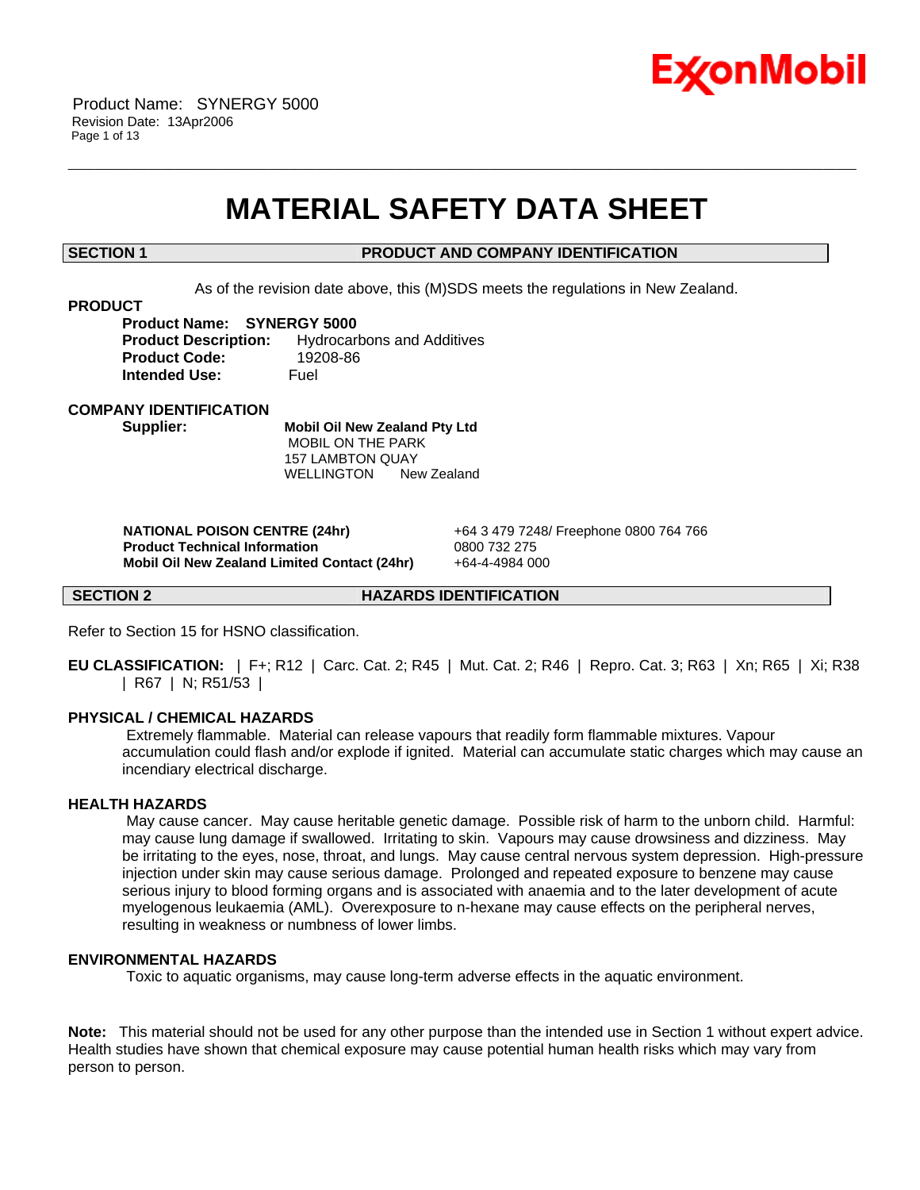# MATERIAL SAFETY DATA SHEET

## SECTION 1 PRODUCT AND COMPANY IDENTIFICATION

As of the revision date above, this (M)SDS meets the regulations in New Zealand.

### PRODUCT

**Product Name:** **SYNERGY 5000**
**Product Description:** Hydrocarbons and Additives
**Product Code:** 19208-86
**Intended Use:** Fuel

### COMPANY IDENTIFICATION

**Supplier:** **Mobil Oil New Zealand Pty Ltd**
MOBIL ON THE PARK
157 LAMBTON QUAY
WELLINGTON New Zealand

| | |
|---|---|
| **NATIONAL POISON CENTRE (24hr)** | +64 3 479 7248/ Freephone 0800 764 766 |
| **Product Technical Information** | 0800 732 275 |
| **Mobil Oil New Zealand Limited Contact (24hr)** | +64-4-4984 000 |

## SECTION 2 HAZARDS IDENTIFICATION

Refer to Section 15 for HSNO classification.

**EU CLASSIFICATION:** | F+; R12 | Carc. Cat. 2; R45 | Mut. Cat. 2; R46 | Repro. Cat. 3; R63 | Xn; R65 | Xi; R38 | R67 | N; R51/53 |

### PHYSICAL / CHEMICAL HAZARDS

Extremely flammable. Material can release vapours that readily form flammable mixtures. Vapour accumulation could flash and/or explode if ignited. Material can accumulate static charges which may cause an incendiary electrical discharge.

### HEALTH HAZARDS

May cause cancer. May cause heritable genetic damage. Possible risk of harm to the unborn child. Harmful: may cause lung damage if swallowed. Irritating to skin. Vapours may cause drowsiness and dizziness. May be irritating to the eyes, nose, throat, and lungs. May cause central nervous system depression. High-pressure injection under skin may cause serious damage. Prolonged and repeated exposure to benzene may cause serious injury to blood forming organs and is associated with anaemia and to the later development of acute myelogenous leukaemia (AML). Overexposure to n-hexane may cause effects on the peripheral nerves, resulting in weakness or numbness of lower limbs.

### ENVIRONMENTAL HAZARDS

Toxic to aquatic organisms, may cause long-term adverse effects in the aquatic environment.

**Note:** This material should not be used for any other purpose than the intended use in Section 1 without expert advice. Health studies have shown that chemical exposure may cause potential human health risks which may vary from person to person.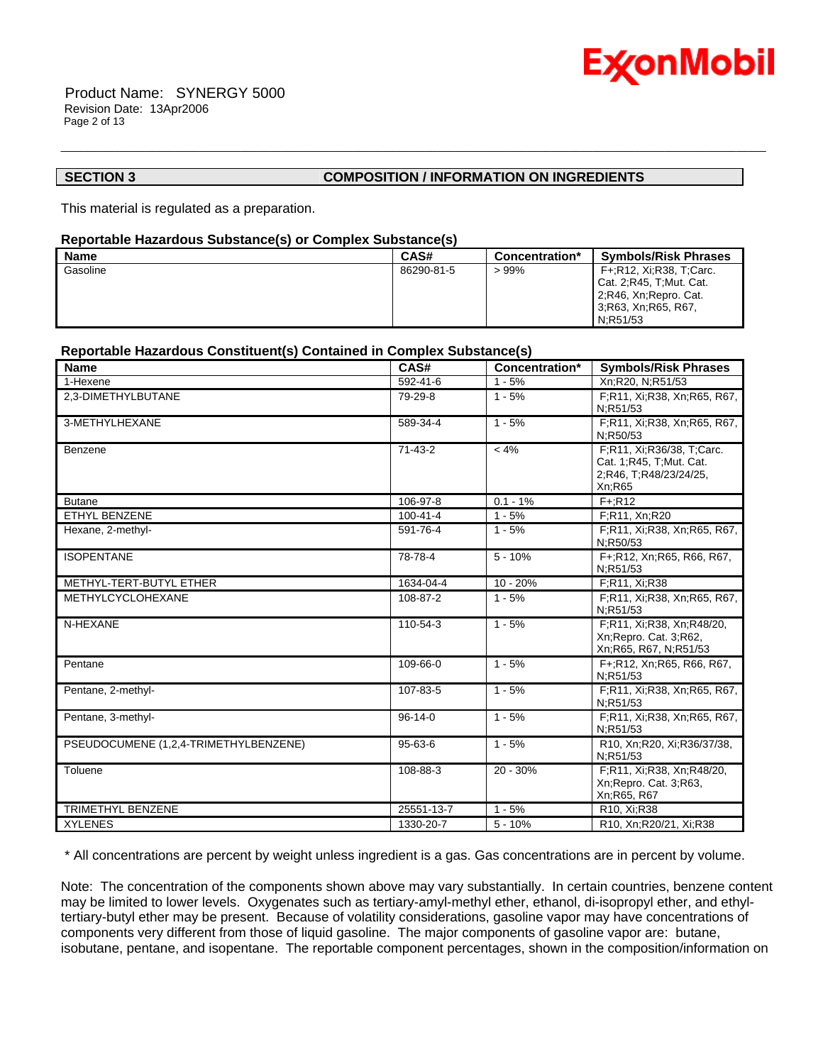## SECTION 3 COMPOSITION / INFORMATION ON INGREDIENTS

This material is regulated as a preparation.

### Reportable Hazardous Substance(s) or Complex Substance(s)

| Name | CAS# | Concentration* | Symbols/Risk Phrases |
|---|---|---|---|
| Gasoline | 86290-81-5 | > 99% | F+;R12, Xi;R38, T;Carc. Cat. 2;R45, T;Mut. Cat. 2;R46, Xn;Repro. Cat. 3;R63, Xn;R65, R67, N;R51/53 |

### Reportable Hazardous Constituent(s) Contained in Complex Substance(s)

| Name | CAS# | Concentration* | Symbols/Risk Phrases |
|---|---|---|---|
| 1-Hexene | 592-41-6 | 1 - 5% | Xn;R20, N;R51/53 |
| 2,3-DIMETHYLBUTANE | 79-29-8 | 1 - 5% | F;R11, Xi;R38, Xn;R65, R67, N;R51/53 |
| 3-METHYLHEXANE | 589-34-4 | 1 - 5% | F;R11, Xi;R38, Xn;R65, R67, N;R50/53 |
| Benzene | 71-43-2 | < 4% | F;R11, Xi;R36/38, T;Carc. Cat. 1;R45, T;Mut. Cat. 2;R46, T;R48/23/24/25, Xn;R65 |
| Butane | 106-97-8 | 0.1 - 1% | F+;R12 |
| ETHYL BENZENE | 100-41-4 | 1 - 5% | F;R11, Xn;R20 |
| Hexane, 2-methyl- | 591-76-4 | 1 - 5% | F;R11, Xi;R38, Xn;R65, R67, N;R50/53 |
| ISOPENTANE | 78-78-4 | 5 - 10% | F+;R12, Xn;R65, R66, R67, N;R51/53 |
| METHYL-TERT-BUTYL ETHER | 1634-04-4 | 10 - 20% | F;R11, Xi;R38 |
| METHYLCYCLOHEXANE | 108-87-2 | 1 - 5% | F;R11, Xi;R38, Xn;R65, R67, N;R51/53 |
| N-HEXANE | 110-54-3 | 1 - 5% | F;R11, Xi;R38, Xn;R48/20, Xn;Repro. Cat. 3;R62, Xn;R65, R67, N;R51/53 |
| Pentane | 109-66-0 | 1 - 5% | F+;R12, Xn;R65, R66, R67, N;R51/53 |
| Pentane, 2-methyl- | 107-83-5 | 1 - 5% | F;R11, Xi;R38, Xn;R65, R67, N;R51/53 |
| Pentane, 3-methyl- | 96-14-0 | 1 - 5% | F;R11, Xi;R38, Xn;R65, R67, N;R51/53 |
| PSEUDOCUMENE (1,2,4-TRIMETHYLBENZENE) | 95-63-6 | 1 - 5% | R10, Xn;R20, Xi;R36/37/38, N;R51/53 |
| Toluene | 108-88-3 | 20 - 30% | F;R11, Xi;R38, Xn;R48/20, Xn;Repro. Cat. 3;R63, Xn;R65, R67 |
| TRIMETHYL BENZENE | 25551-13-7 | 1 - 5% | R10, Xi;R38 |
| XYLENES | 1330-20-7 | 5 - 10% | R10, Xn;R20/21, Xi;R38 |

\* All concentrations are percent by weight unless ingredient is a gas. Gas concentrations are in percent by volume.

Note: The concentration of the components shown above may vary substantially. In certain countries, benzene content may be limited to lower levels. Oxygenates such as tertiary-amyl-methyl ether, ethanol, di-isopropyl ether, and ethyl-tertiary-butyl ether may be present. Because of volatility considerations, gasoline vapor may have concentrations of components very different from those of liquid gasoline. The major components of gasoline vapor are: butane, isobutane, pentane, and isopentane. The reportable component percentages, shown in the composition/information on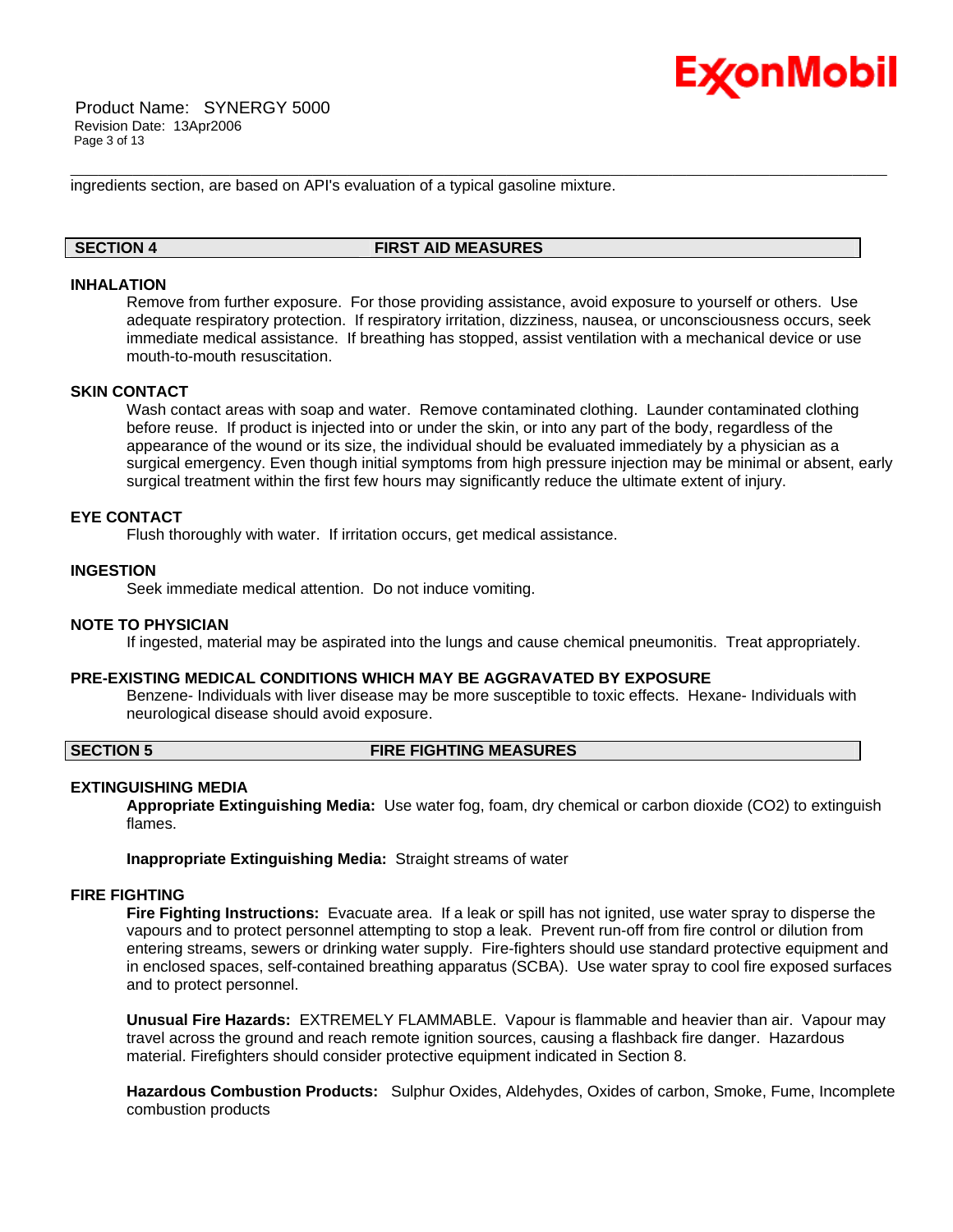ingredients section, are based on API's evaluation of a typical gasoline mixture.

## SECTION 4 FIRST AID MEASURES

### INHALATION

Remove from further exposure. For those providing assistance, avoid exposure to yourself or others. Use adequate respiratory protection. If respiratory irritation, dizziness, nausea, or unconsciousness occurs, seek immediate medical assistance. If breathing has stopped, assist ventilation with a mechanical device or use mouth-to-mouth resuscitation.

### SKIN CONTACT

Wash contact areas with soap and water. Remove contaminated clothing. Launder contaminated clothing before reuse. If product is injected into or under the skin, or into any part of the body, regardless of the appearance of the wound or its size, the individual should be evaluated immediately by a physician as a surgical emergency. Even though initial symptoms from high pressure injection may be minimal or absent, early surgical treatment within the first few hours may significantly reduce the ultimate extent of injury.

### EYE CONTACT

Flush thoroughly with water. If irritation occurs, get medical assistance.

### INGESTION

Seek immediate medical attention. Do not induce vomiting.

### NOTE TO PHYSICIAN

If ingested, material may be aspirated into the lungs and cause chemical pneumonitis. Treat appropriately.

### PRE-EXISTING MEDICAL CONDITIONS WHICH MAY BE AGGRAVATED BY EXPOSURE

Benzene- Individuals with liver disease may be more susceptible to toxic effects. Hexane- Individuals with neurological disease should avoid exposure.

## SECTION 5 FIRE FIGHTING MEASURES

### EXTINGUISHING MEDIA

**Appropriate Extinguishing Media:** Use water fog, foam, dry chemical or carbon dioxide ($CO_2$) to extinguish flames.

**Inappropriate Extinguishing Media:** Straight streams of water

### FIRE FIGHTING

**Fire Fighting Instructions:** Evacuate area. If a leak or spill has not ignited, use water spray to disperse the vapours and to protect personnel attempting to stop a leak. Prevent run-off from fire control or dilution from entering streams, sewers or drinking water supply. Fire-fighters should use standard protective equipment and in enclosed spaces, self-contained breathing apparatus (SCBA). Use water spray to cool fire exposed surfaces and to protect personnel.

**Unusual Fire Hazards:** EXTREMELY FLAMMABLE. Vapour is flammable and heavier than air. Vapour may travel across the ground and reach remote ignition sources, causing a flashback fire danger. Hazardous material. Firefighters should consider protective equipment indicated in Section 8.

**Hazardous Combustion Products:** Sulphur Oxides, Aldehydes, Oxides of carbon, Smoke, Fume, Incomplete combustion products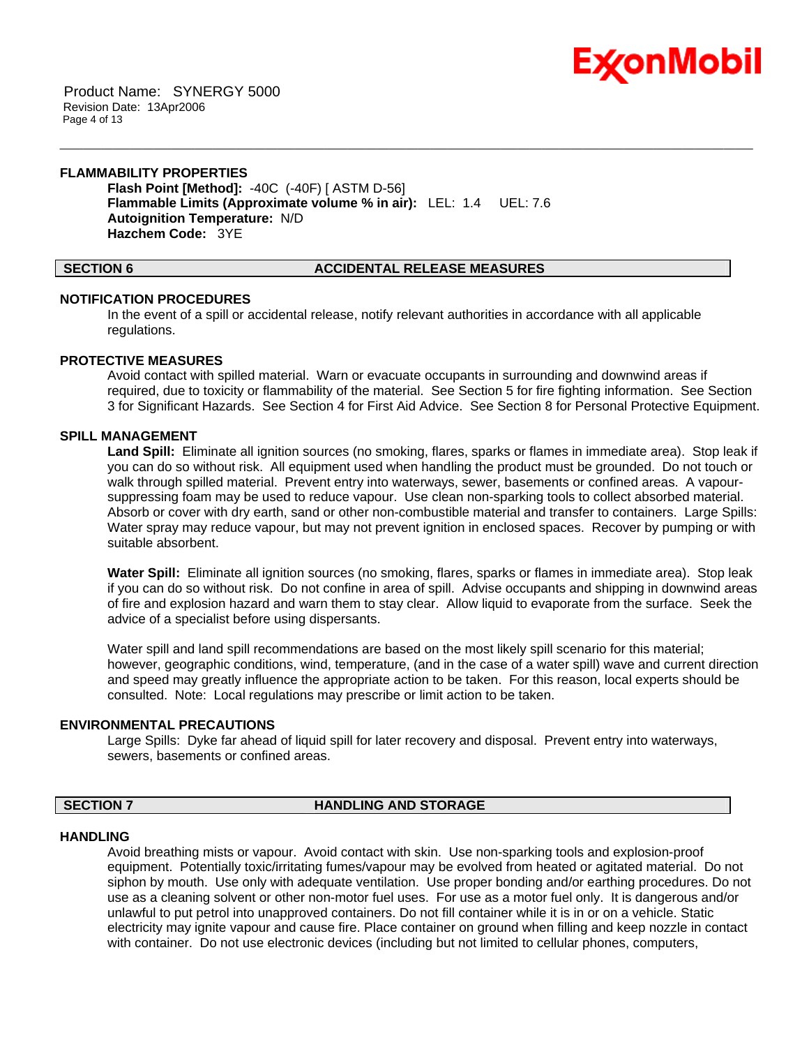### FLAMMABILITY PROPERTIES

**Flash Point [Method]:** -40C (-40F) [ ASTM D-56]
**Flammable Limits (Approximate volume % in air):** LEL: 1.4 UEL: 7.6
**Autoignition Temperature:** N/D
**Hazchem Code:** 3YE

## SECTION 6 ACCIDENTAL RELEASE MEASURES

### NOTIFICATION PROCEDURES

In the event of a spill or accidental release, notify relevant authorities in accordance with all applicable regulations.

### PROTECTIVE MEASURES

Avoid contact with spilled material. Warn or evacuate occupants in surrounding and downwind areas if required, due to toxicity or flammability of the material. See Section 5 for fire fighting information. See Section 3 for Significant Hazards. See Section 4 for First Aid Advice. See Section 8 for Personal Protective Equipment.

### SPILL MANAGEMENT

**Land Spill:** Eliminate all ignition sources (no smoking, flares, sparks or flames in immediate area). Stop leak if you can do so without risk. All equipment used when handling the product must be grounded. Do not touch or walk through spilled material. Prevent entry into waterways, sewer, basements or confined areas. A vapour-suppressing foam may be used to reduce vapour. Use clean non-sparking tools to collect absorbed material. Absorb or cover with dry earth, sand or other non-combustible material and transfer to containers. Large Spills: Water spray may reduce vapour, but may not prevent ignition in enclosed spaces. Recover by pumping or with suitable absorbent.

**Water Spill:** Eliminate all ignition sources (no smoking, flares, sparks or flames in immediate area). Stop leak if you can do so without risk. Do not confine in area of spill. Advise occupants and shipping in downwind areas of fire and explosion hazard and warn them to stay clear. Allow liquid to evaporate from the surface. Seek the advice of a specialist before using dispersants.

Water spill and land spill recommendations are based on the most likely spill scenario for this material; however, geographic conditions, wind, temperature, (and in the case of a water spill) wave and current direction and speed may greatly influence the appropriate action to be taken. For this reason, local experts should be consulted. Note: Local regulations may prescribe or limit action to be taken.

### ENVIRONMENTAL PRECAUTIONS

Large Spills: Dyke far ahead of liquid spill for later recovery and disposal. Prevent entry into waterways, sewers, basements or confined areas.

## SECTION 7 HANDLING AND STORAGE

### HANDLING

Avoid breathing mists or vapour. Avoid contact with skin. Use non-sparking tools and explosion-proof equipment. Potentially toxic/irritating fumes/vapour may be evolved from heated or agitated material. Do not siphon by mouth. Use only with adequate ventilation. Use proper bonding and/or earthing procedures. Do not use as a cleaning solvent or other non-motor fuel uses. For use as a motor fuel only. It is dangerous and/or unlawful to put petrol into unapproved containers. Do not fill container while it is in or on a vehicle. Static electricity may ignite vapour and cause fire. Place container on ground when filling and keep nozzle in contact with container. Do not use electronic devices (including but not limited to cellular phones, computers,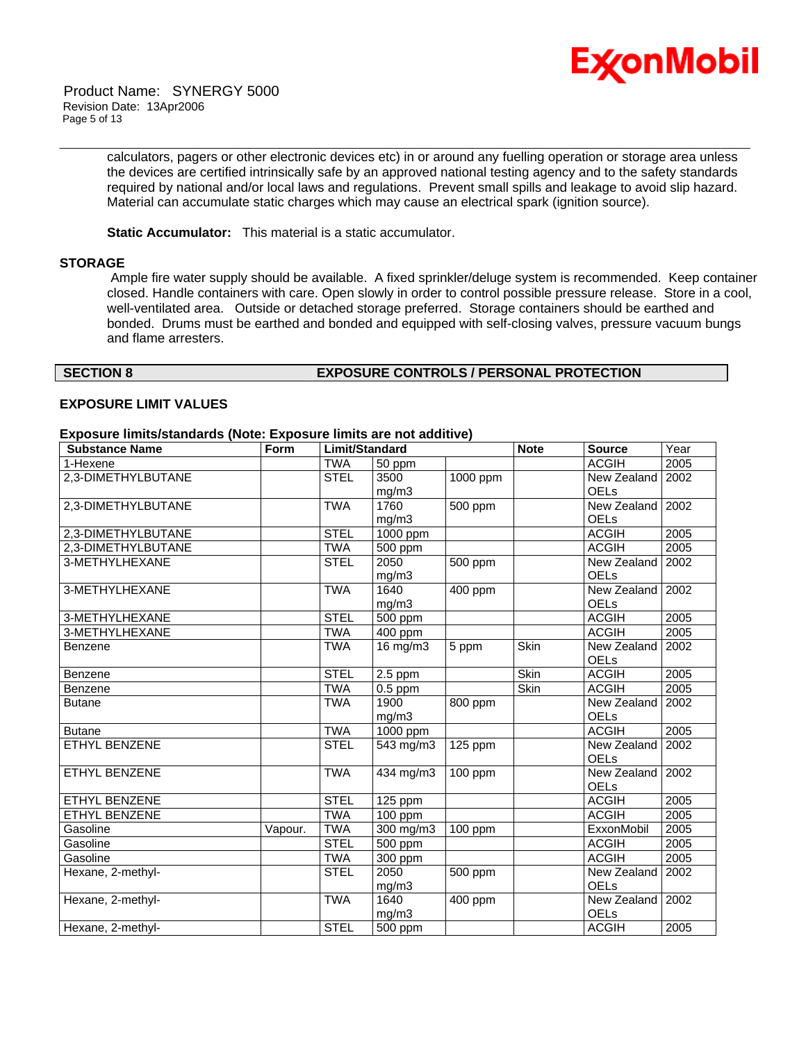calculators, pagers or other electronic devices etc) in or around any fuelling operation or storage area unless the devices are certified intrinsically safe by an approved national testing agency and to the safety standards required by national and/or local laws and regulations. Prevent small spills and leakage to avoid slip hazard. Material can accumulate static charges which may cause an electrical spark (ignition source).

**Static Accumulator:** This material is a static accumulator.

## STORAGE

Ample fire water supply should be available. A fixed sprinkler/deluge system is recommended. Keep container closed. Handle containers with care. Open slowly in order to control possible pressure release. Store in a cool, well-ventilated area. Outside or detached storage preferred. Storage containers should be earthed and bonded. Drums must be earthed and bonded and equipped with self-closing valves, pressure vacuum bungs and flame arresters.

## SECTION 8 EXPOSURE CONTROLS / PERSONAL PROTECTION

### EXPOSURE LIMIT VALUES

**Exposure limits/standards (Note: Exposure limits are not additive)**

| Substance Name | Form | Limit/Standard | | | Note | Source | Year |
|---|---|---|---|---|---|---|---|
| 1-Hexene | | TWA | 50 ppm | | | ACGIH | 2005 |
| 2,3-DIMETHYLBUTANE | | STEL | 3500 mg/m3 | 1000 ppm | | New Zealand OELs | 2002 |
| 2,3-DIMETHYLBUTANE | | TWA | 1760 mg/m3 | 500 ppm | | New Zealand OELs | 2002 |
| 2,3-DIMETHYLBUTANE | | STEL | 1000 ppm | | | ACGIH | 2005 |
| 2,3-DIMETHYLBUTANE | | TWA | 500 ppm | | | ACGIH | 2005 |
| 3-METHYLHEXANE | | STEL | 2050 mg/m3 | 500 ppm | | New Zealand OELs | 2002 |
| 3-METHYLHEXANE | | TWA | 1640 mg/m3 | 400 ppm | | New Zealand OELs | 2002 |
| 3-METHYLHEXANE | | STEL | 500 ppm | | | ACGIH | 2005 |
| 3-METHYLHEXANE | | TWA | 400 ppm | | | ACGIH | 2005 |
| Benzene | | TWA | 16 mg/m3 | 5 ppm | Skin | New Zealand OELs | 2002 |
| Benzene | | STEL | 2.5 ppm | | Skin | ACGIH | 2005 |
| Benzene | | TWA | 0.5 ppm | | Skin | ACGIH | 2005 |
| Butane | | TWA | 1900 mg/m3 | 800 ppm | | New Zealand OELs | 2002 |
| Butane | | TWA | 1000 ppm | | | ACGIH | 2005 |
| ETHYL BENZENE | | STEL | 543 mg/m3 | 125 ppm | | New Zealand OELs | 2002 |
| ETHYL BENZENE | | TWA | 434 mg/m3 | 100 ppm | | New Zealand OELs | 2002 |
| ETHYL BENZENE | | STEL | 125 ppm | | | ACGIH | 2005 |
| ETHYL BENZENE | | TWA | 100 ppm | | | ACGIH | 2005 |
| Gasoline | Vapour. | TWA | 300 mg/m3 | 100 ppm | | ExxonMobil | 2005 |
| Gasoline | | STEL | 500 ppm | | | ACGIH | 2005 |
| Gasoline | | TWA | 300 ppm | | | ACGIH | 2005 |
| Hexane, 2-methyl- | | STEL | 2050 mg/m3 | 500 ppm | | New Zealand OELs | 2002 |
| Hexane, 2-methyl- | | TWA | 1640 mg/m3 | 400 ppm | | New Zealand OELs | 2002 |
| Hexane, 2-methyl- | | STEL | 500 ppm | | | ACGIH | 2005 |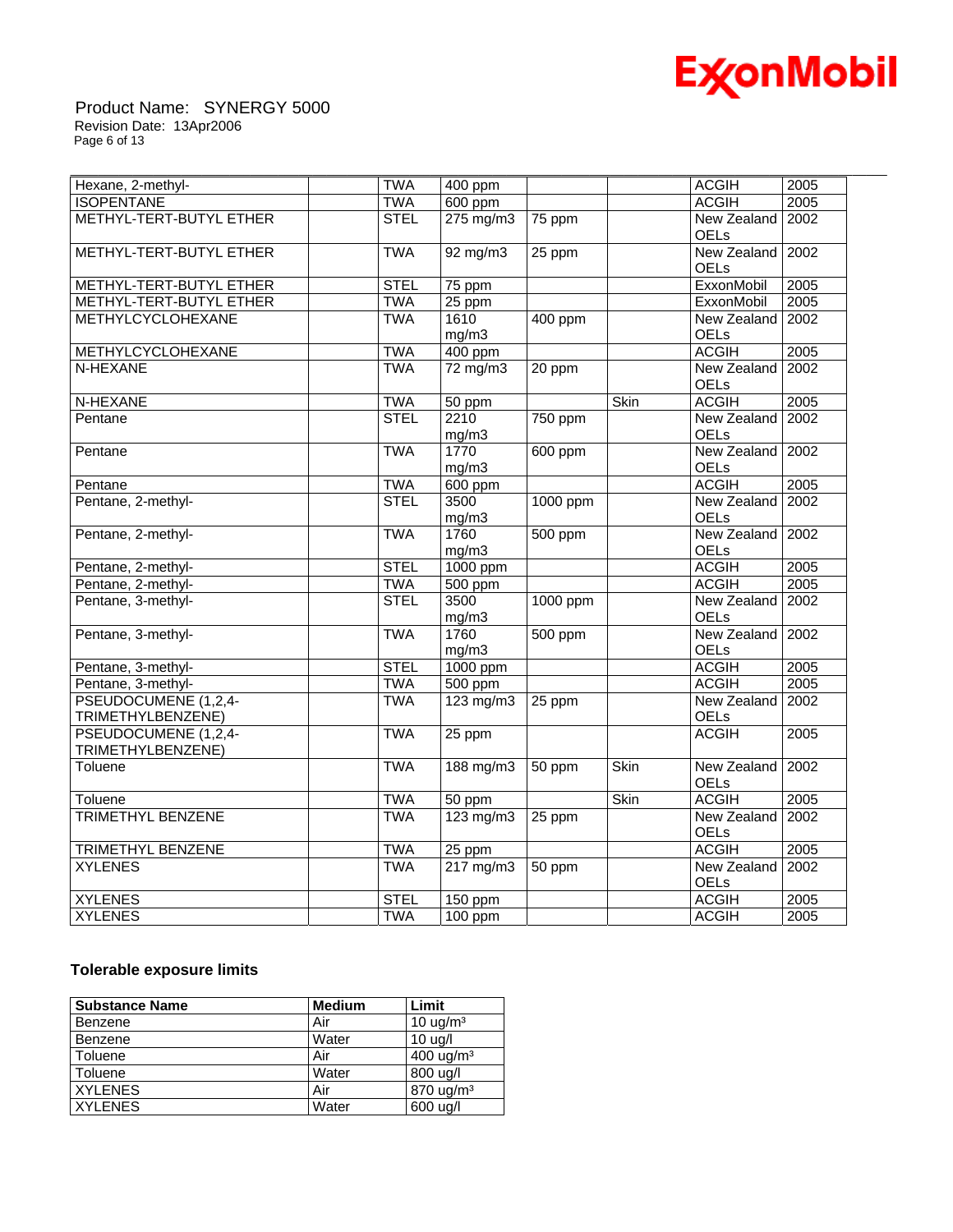| | | | | | | | |
|---|---|---|---|---|---|---|---|
| Hexane, 2-methyl- | | TWA | 400 ppm | | | ACGIH | 2005 |
| ISOPENTANE | | TWA | 600 ppm | | | ACGIH | 2005 |
| METHYL-TERT-BUTYL ETHER | | STEL | 275 mg/m3 | 75 ppm | | New Zealand OELs | 2002 |
| METHYL-TERT-BUTYL ETHER | | TWA | 92 mg/m3 | 25 ppm | | New Zealand OELs | 2002 |
| METHYL-TERT-BUTYL ETHER | | STEL | 75 ppm | | | ExxonMobil | 2005 |
| METHYL-TERT-BUTYL ETHER | | TWA | 25 ppm | | | ExxonMobil | 2005 |
| METHYLCYCLOHEXANE | | TWA | 1610 mg/m3 | 400 ppm | | New Zealand OELs | 2002 |
| METHYLCYCLOHEXANE | | TWA | 400 ppm | | | ACGIH | 2005 |
| N-HEXANE | | TWA | 72 mg/m3 | 20 ppm | | New Zealand OELs | 2002 |
| N-HEXANE | | TWA | 50 ppm | | Skin | ACGIH | 2005 |
| Pentane | | STEL | 2210 mg/m3 | 750 ppm | | New Zealand OELs | 2002 |
| Pentane | | TWA | 1770 mg/m3 | 600 ppm | | New Zealand OELs | 2002 |
| Pentane | | TWA | 600 ppm | | | ACGIH | 2005 |
| Pentane, 2-methyl- | | STEL | 3500 mg/m3 | 1000 ppm | | New Zealand OELs | 2002 |
| Pentane, 2-methyl- | | TWA | 1760 mg/m3 | 500 ppm | | New Zealand OELs | 2002 |
| Pentane, 2-methyl- | | STEL | 1000 ppm | | | ACGIH | 2005 |
| Pentane, 2-methyl- | | TWA | 500 ppm | | | ACGIH | 2005 |
| Pentane, 3-methyl- | | STEL | 3500 mg/m3 | 1000 ppm | | New Zealand OELs | 2002 |
| Pentane, 3-methyl- | | TWA | 1760 mg/m3 | 500 ppm | | New Zealand OELs | 2002 |
| Pentane, 3-methyl- | | STEL | 1000 ppm | | | ACGIH | 2005 |
| Pentane, 3-methyl- | | TWA | 500 ppm | | | ACGIH | 2005 |
| PSEUDOCUMENE (1,2,4-TRIMETHYLBENZENE) | | TWA | 123 mg/m3 | 25 ppm | | New Zealand OELs | 2002 |
| PSEUDOCUMENE (1,2,4-TRIMETHYLBENZENE) | | TWA | 25 ppm | | | ACGIH | 2005 |
| Toluene | | TWA | 188 mg/m3 | 50 ppm | Skin | New Zealand OELs | 2002 |
| Toluene | | TWA | 50 ppm | | Skin | ACGIH | 2005 |
| TRIMETHYL BENZENE | | TWA | 123 mg/m3 | 25 ppm | | New Zealand OELs | 2002 |
| TRIMETHYL BENZENE | | TWA | 25 ppm | | | ACGIH | 2005 |
| XYLENES | | TWA | 217 mg/m3 | 50 ppm | | New Zealand OELs | 2002 |
| XYLENES | | STEL | 150 ppm | | | ACGIH | 2005 |
| XYLENES | | TWA | 100 ppm | | | ACGIH | 2005 |

**Tolerable exposure limits**

| Substance Name | Medium | Limit |
|---|---|---|
| Benzene | Air | 10 ug/m³ |
| Benzene | Water | 10 ug/l |
| Toluene | Air | 400 ug/m³ |
| Toluene | Water | 800 ug/l |
| XYLENES | Air | 870 ug/m³ |
| XYLENES | Water | 600 ug/l |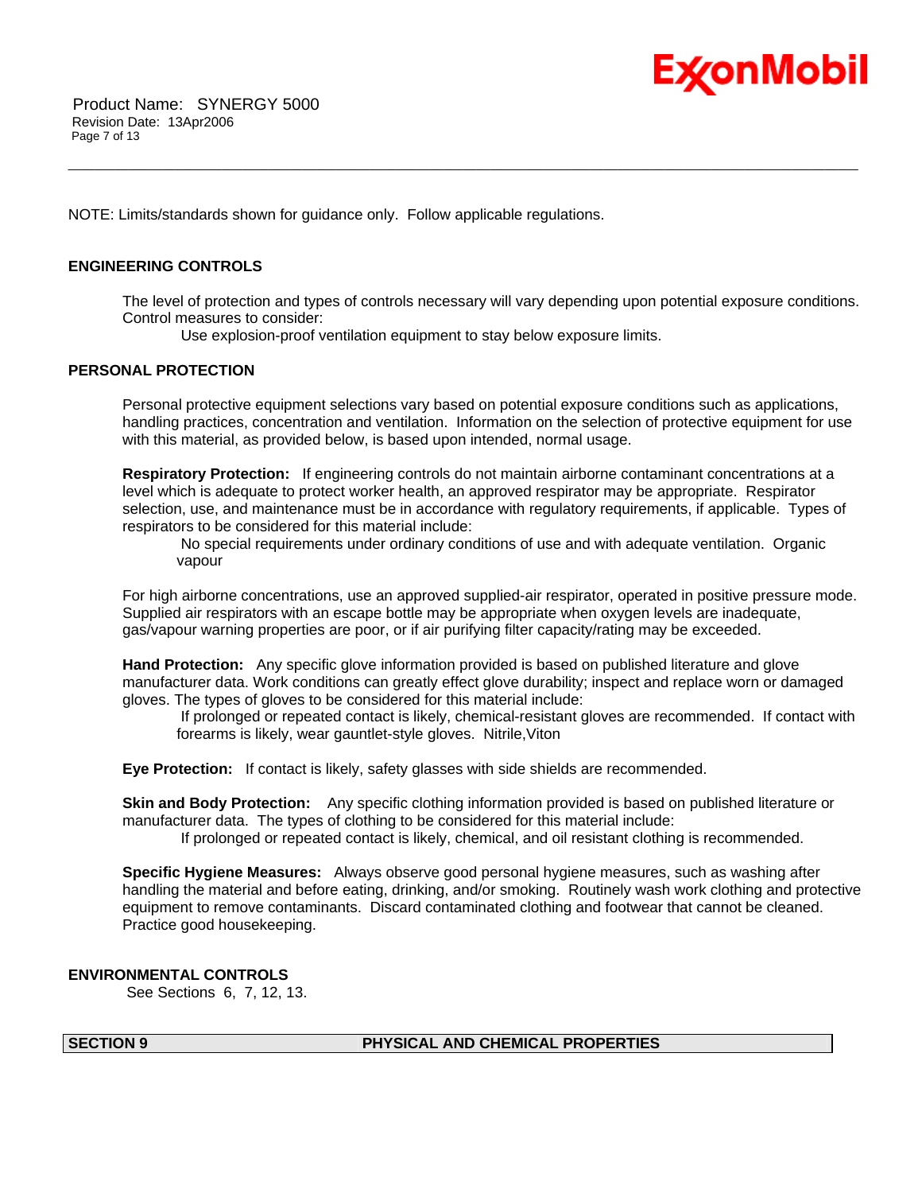NOTE: Limits/standards shown for guidance only. Follow applicable regulations.

### ENGINEERING CONTROLS

The level of protection and types of controls necessary will vary depending upon potential exposure conditions. Control measures to consider:

Use explosion-proof ventilation equipment to stay below exposure limits.

### PERSONAL PROTECTION

Personal protective equipment selections vary based on potential exposure conditions such as applications, handling practices, concentration and ventilation. Information on the selection of protective equipment for use with this material, as provided below, is based upon intended, normal usage.

**Respiratory Protection:** If engineering controls do not maintain airborne contaminant concentrations at a level which is adequate to protect worker health, an approved respirator may be appropriate. Respirator selection, use, and maintenance must be in accordance with regulatory requirements, if applicable. Types of respirators to be considered for this material include:

No special requirements under ordinary conditions of use and with adequate ventilation. Organic vapour

For high airborne concentrations, use an approved supplied-air respirator, operated in positive pressure mode. Supplied air respirators with an escape bottle may be appropriate when oxygen levels are inadequate, gas/vapour warning properties are poor, or if air purifying filter capacity/rating may be exceeded.

**Hand Protection:** Any specific glove information provided is based on published literature and glove manufacturer data. Work conditions can greatly effect glove durability; inspect and replace worn or damaged gloves. The types of gloves to be considered for this material include:

If prolonged or repeated contact is likely, chemical-resistant gloves are recommended. If contact with forearms is likely, wear gauntlet-style gloves. Nitrile,Viton

**Eye Protection:** If contact is likely, safety glasses with side shields are recommended.

**Skin and Body Protection:** Any specific clothing information provided is based on published literature or manufacturer data. The types of clothing to be considered for this material include:

If prolonged or repeated contact is likely, chemical, and oil resistant clothing is recommended.

**Specific Hygiene Measures:** Always observe good personal hygiene measures, such as washing after handling the material and before eating, drinking, and/or smoking. Routinely wash work clothing and protective equipment to remove contaminants. Discard contaminated clothing and footwear that cannot be cleaned. Practice good housekeeping.

### ENVIRONMENTAL CONTROLS

See Sections 6, 7, 12, 13.

## SECTION 9 PHYSICAL AND CHEMICAL PROPERTIES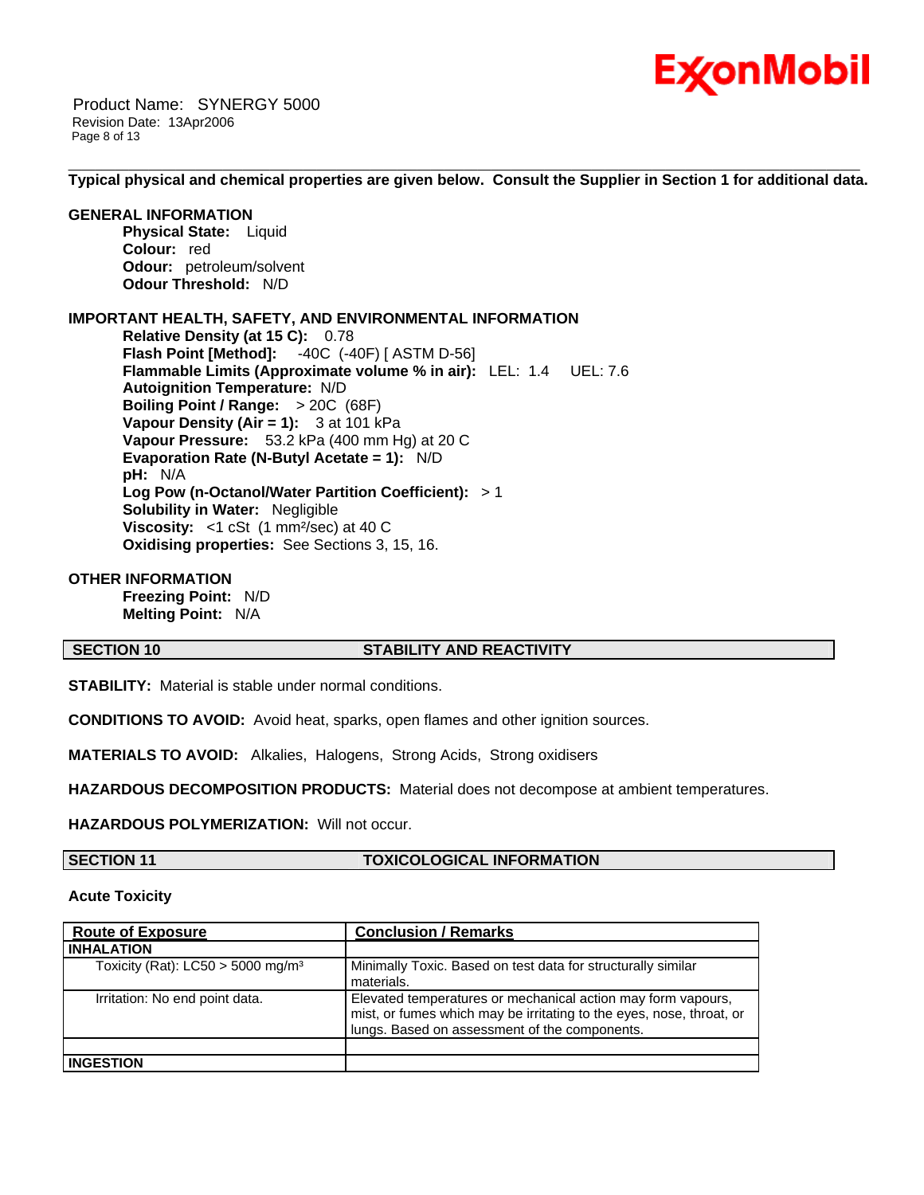**Typical physical and chemical properties are given below. Consult the Supplier in Section 1 for additional data.**

**GENERAL INFORMATION**

**Physical State:** Liquid
**Colour:** red
**Odour:** petroleum/solvent
**Odour Threshold:** N/D

**IMPORTANT HEALTH, SAFETY, AND ENVIRONMENTAL INFORMATION**

**Relative Density (at 15 C):** 0.78
**Flash Point [Method]:** -40C (-40F) [ ASTM D-56]
**Flammable Limits (Approximate volume % in air):** LEL: 1.4 UEL: 7.6
**Autoignition Temperature:** N/D
**Boiling Point / Range:** > 20C (68F)
**Vapour Density (Air = 1):** 3 at 101 kPa
**Vapour Pressure:** 53.2 kPa (400 mm Hg) at 20 C
**Evaporation Rate (N-Butyl Acetate = 1):** N/D
**pH:** N/A
**Log Pow (n-Octanol/Water Partition Coefficient):** > 1
**Solubility in Water:** Negligible
**Viscosity:** <1 cSt (1 $mm^2$/sec) at 40 C
**Oxidising properties:** See Sections 3, 15, 16.

**OTHER INFORMATION**

**Freezing Point:** N/D
**Melting Point:** N/A

## SECTION 10 STABILITY AND REACTIVITY

**STABILITY:** Material is stable under normal conditions.

**CONDITIONS TO AVOID:** Avoid heat, sparks, open flames and other ignition sources.

**MATERIALS TO AVOID:** Alkalies, Halogens, Strong Acids, Strong oxidisers

**HAZARDOUS DECOMPOSITION PRODUCTS:** Material does not decompose at ambient temperatures.

**HAZARDOUS POLYMERIZATION:** Will not occur.

## SECTION 11 TOXICOLOGICAL INFORMATION

**Acute Toxicity**

| Route of Exposure | Conclusion / Remarks |
|---|---|
| **INHALATION** | |
| Toxicity (Rat): LC50 > 5000 $mg/m^3$ | Minimally Toxic. Based on test data for structurally similar materials. |
| Irritation: No end point data. | Elevated temperatures or mechanical action may form vapours, mist, or fumes which may be irritating to the eyes, nose, throat, or lungs. Based on assessment of the components. |
| | |
| **INGESTION** | |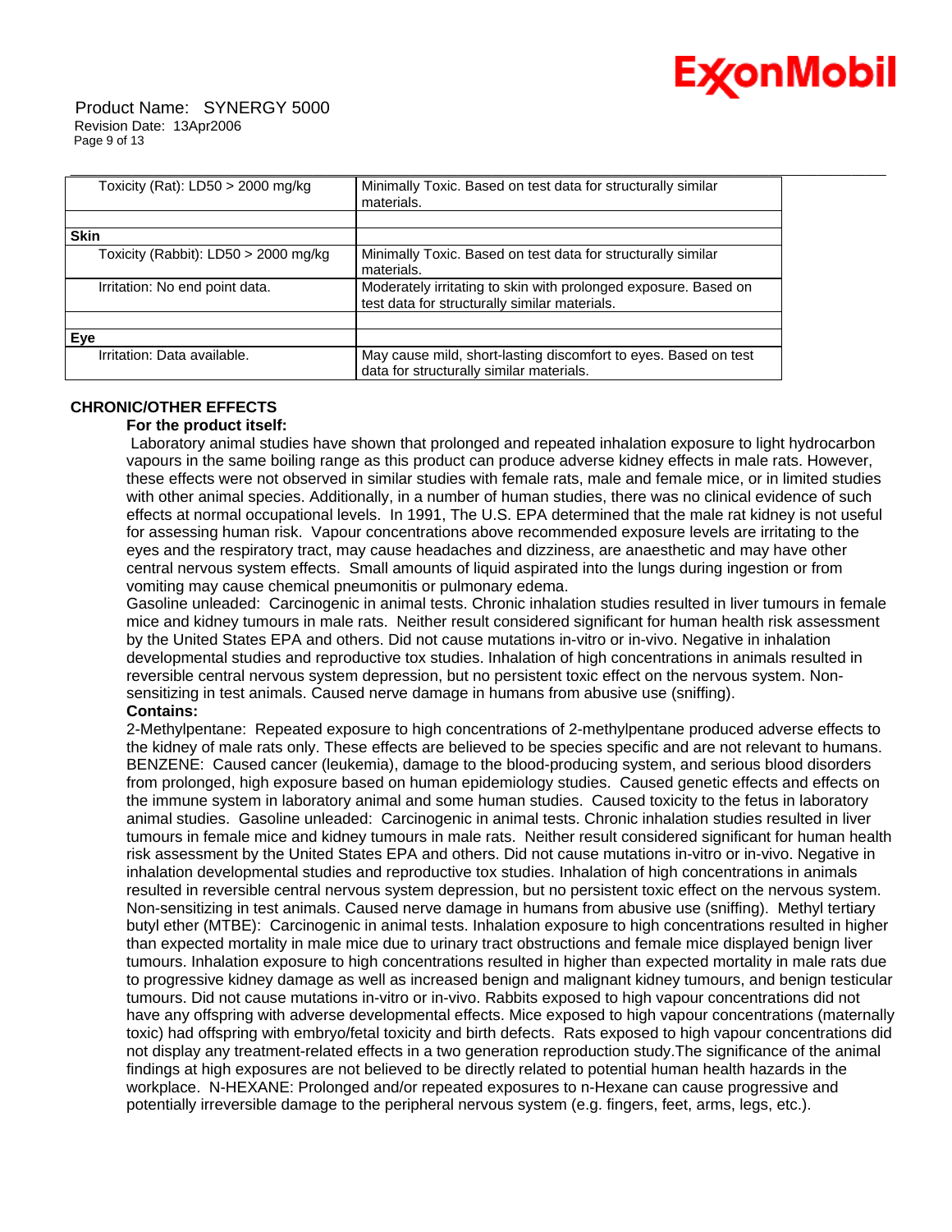| | |
|---|---|
| Toxicity (Rat): LD50 > 2000 mg/kg | Minimally Toxic. Based on test data for structurally similar materials. |
| | |
| **Skin** | |
| Toxicity (Rabbit): LD50 > 2000 mg/kg | Minimally Toxic. Based on test data for structurally similar materials. |
| Irritation: No end point data. | Moderately irritating to skin with prolonged exposure. Based on test data for structurally similar materials. |
| | |
| **Eye** | |
| Irritation: Data available. | May cause mild, short-lasting discomfort to eyes. Based on test data for structurally similar materials. |

**CHRONIC/OTHER EFFECTS**

**For the product itself:**

Laboratory animal studies have shown that prolonged and repeated inhalation exposure to light hydrocarbon vapours in the same boiling range as this product can produce adverse kidney effects in male rats. However, these effects were not observed in similar studies with female rats, male and female mice, or in limited studies with other animal species. Additionally, in a number of human studies, there was no clinical evidence of such effects at normal occupational levels. In 1991, The U.S. EPA determined that the male rat kidney is not useful for assessing human risk. Vapour concentrations above recommended exposure levels are irritating to the eyes and the respiratory tract, may cause headaches and dizziness, are anaesthetic and may have other central nervous system effects. Small amounts of liquid aspirated into the lungs during ingestion or from vomiting may cause chemical pneumonitis or pulmonary edema.

Gasoline unleaded: Carcinogenic in animal tests. Chronic inhalation studies resulted in liver tumours in female mice and kidney tumours in male rats. Neither result considered significant for human health risk assessment by the United States EPA and others. Did not cause mutations in-vitro or in-vivo. Negative in inhalation developmental studies and reproductive tox studies. Inhalation of high concentrations in animals resulted in reversible central nervous system depression, but no persistent toxic effect on the nervous system. Non-sensitizing in test animals. Caused nerve damage in humans from abusive use (sniffing).

**Contains:**

2-Methylpentane: Repeated exposure to high concentrations of 2-methylpentane produced adverse effects to the kidney of male rats only. These effects are believed to be species specific and are not relevant to humans. BENZENE: Caused cancer (leukemia), damage to the blood-producing system, and serious blood disorders from prolonged, high exposure based on human epidemiology studies. Caused genetic effects and effects on the immune system in laboratory animal and some human studies. Caused toxicity to the fetus in laboratory animal studies. Gasoline unleaded: Carcinogenic in animal tests. Chronic inhalation studies resulted in liver tumours in female mice and kidney tumours in male rats. Neither result considered significant for human health risk assessment by the United States EPA and others. Did not cause mutations in-vitro or in-vivo. Negative in inhalation developmental studies and reproductive tox studies. Inhalation of high concentrations in animals resulted in reversible central nervous system depression, but no persistent toxic effect on the nervous system. Non-sensitizing in test animals. Caused nerve damage in humans from abusive use (sniffing). Methyl tertiary butyl ether (MTBE): Carcinogenic in animal tests. Inhalation exposure to high concentrations resulted in higher than expected mortality in male mice due to urinary tract obstructions and female mice displayed benign liver tumours. Inhalation exposure to high concentrations resulted in higher than expected mortality in male rats due to progressive kidney damage as well as increased benign and malignant kidney tumours, and benign testicular tumours. Did not cause mutations in-vitro or in-vivo. Rabbits exposed to high vapour concentrations did not have any offspring with adverse developmental effects. Mice exposed to high vapour concentrations (maternally toxic) had offspring with embryo/fetal toxicity and birth defects. Rats exposed to high vapour concentrations did not display any treatment-related effects in a two generation reproduction study.The significance of the animal findings at high exposures are not believed to be directly related to potential human health hazards in the workplace. N-HEXANE: Prolonged and/or repeated exposures to n-Hexane can cause progressive and potentially irreversible damage to the peripheral nervous system (e.g. fingers, feet, arms, legs, etc.).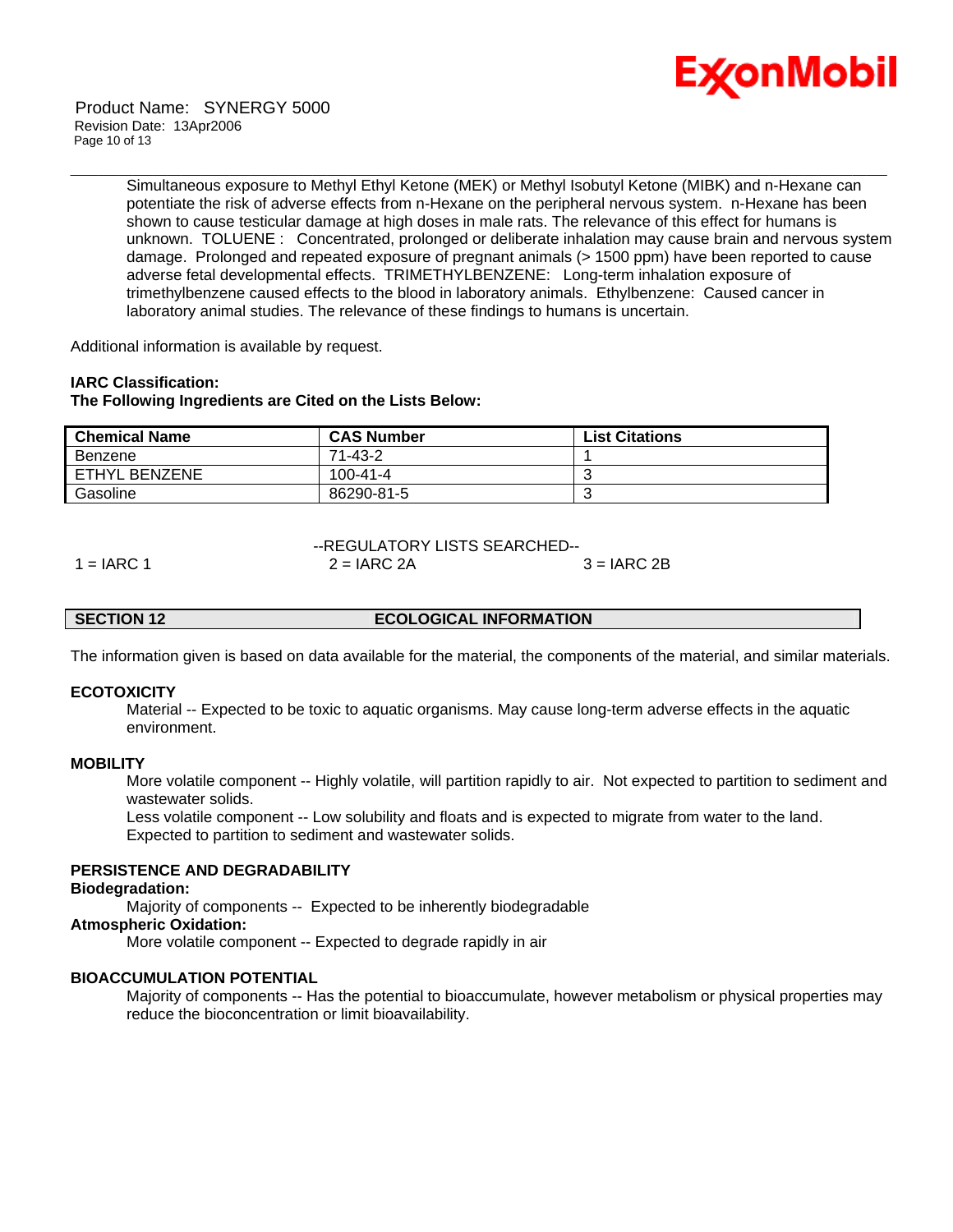Simultaneous exposure to Methyl Ethyl Ketone (MEK) or Methyl Isobutyl Ketone (MIBK) and n-Hexane can potentiate the risk of adverse effects from n-Hexane on the peripheral nervous system. n-Hexane has been shown to cause testicular damage at high doses in male rats. The relevance of this effect for humans is unknown. TOLUENE : Concentrated, prolonged or deliberate inhalation may cause brain and nervous system damage. Prolonged and repeated exposure of pregnant animals (> 1500 ppm) have been reported to cause adverse fetal developmental effects. TRIMETHYLBENZENE: Long-term inhalation exposure of trimethylbenzene caused effects to the blood in laboratory animals. Ethylbenzene: Caused cancer in laboratory animal studies. The relevance of these findings to humans is uncertain.

Additional information is available by request.

**IARC Classification:**
**The Following Ingredients are Cited on the Lists Below:**

| Chemical Name | CAS Number | List Citations |
|---|---|---|
| Benzene | 71-43-2 | 1 |
| ETHYL BENZENE | 100-41-4 | 3 |
| Gasoline | 86290-81-5 | 3 |

--REGULATORY LISTS SEARCHED--

1 = IARC 1 | 2 = IARC 2A | 3 = IARC 2B

## SECTION 12 ECOLOGICAL INFORMATION

The information given is based on data available for the material, the components of the material, and similar materials.

**ECOTOXICITY**

Material -- Expected to be toxic to aquatic organisms. May cause long-term adverse effects in the aquatic environment.

**MOBILITY**

More volatile component -- Highly volatile, will partition rapidly to air. Not expected to partition to sediment and wastewater solids.
Less volatile component -- Low solubility and floats and is expected to migrate from water to the land. Expected to partition to sediment and wastewater solids.

**PERSISTENCE AND DEGRADABILITY**

**Biodegradation:**

Majority of components -- Expected to be inherently biodegradable

**Atmospheric Oxidation:**

More volatile component -- Expected to degrade rapidly in air

**BIOACCUMULATION POTENTIAL**

Majority of components -- Has the potential to bioaccumulate, however metabolism or physical properties may reduce the bioconcentration or limit bioavailability.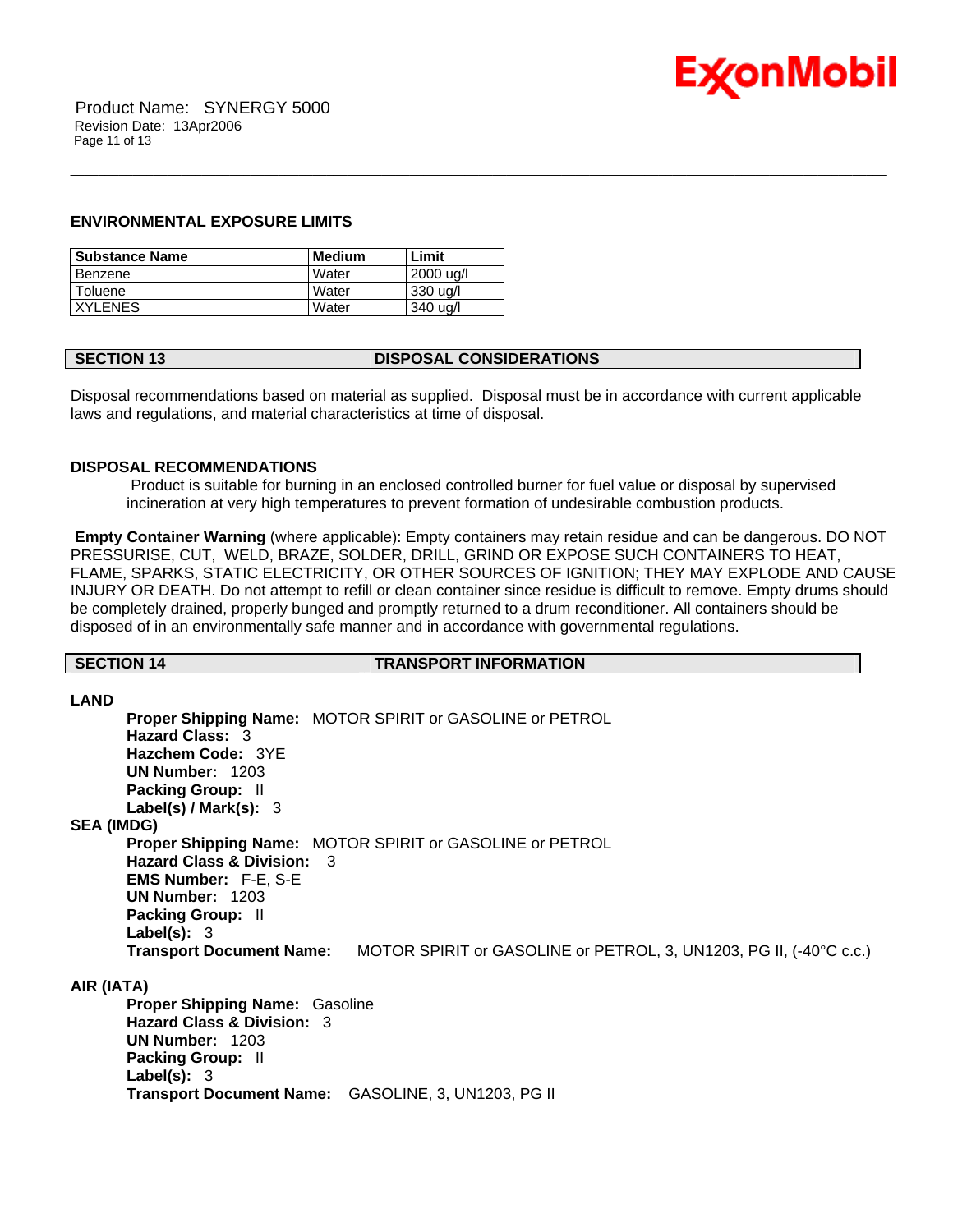### ENVIRONMENTAL EXPOSURE LIMITS

| Substance Name | Medium | Limit |
|---|---|---|
| Benzene | Water | 2000 ug/l |
| Toluene | Water | 330 ug/l |
| XYLENES | Water | 340 ug/l |

## SECTION 13 DISPOSAL CONSIDERATIONS

Disposal recommendations based on material as supplied. Disposal must be in accordance with current applicable laws and regulations, and material characteristics at time of disposal.

### DISPOSAL RECOMMENDATIONS

Product is suitable for burning in an enclosed controlled burner for fuel value or disposal by supervised incineration at very high temperatures to prevent formation of undesirable combustion products.

**Empty Container Warning** (where applicable): Empty containers may retain residue and can be dangerous. DO NOT PRESSURISE, CUT, WELD, BRAZE, SOLDER, DRILL, GRIND OR EXPOSE SUCH CONTAINERS TO HEAT, FLAME, SPARKS, STATIC ELECTRICITY, OR OTHER SOURCES OF IGNITION; THEY MAY EXPLODE AND CAUSE INJURY OR DEATH. Do not attempt to refill or clean container since residue is difficult to remove. Empty drums should be completely drained, properly bunged and promptly returned to a drum reconditioner. All containers should be disposed of in an environmentally safe manner and in accordance with governmental regulations.

## SECTION 14 TRANSPORT INFORMATION

**LAND**

**Proper Shipping Name:** MOTOR SPIRIT or GASOLINE or PETROL
**Hazard Class:** 3
**Hazchem Code:** 3YE
**UN Number:** 1203
**Packing Group:** II
**Label(s) / Mark(s):** 3

**SEA (IMDG)**

**Proper Shipping Name:** MOTOR SPIRIT or GASOLINE or PETROL
**Hazard Class & Division:** 3
**EMS Number:** F-E, S-E
**UN Number:** 1203
**Packing Group:** II
**Label(s):** 3
**Transport Document Name:** MOTOR SPIRIT or GASOLINE or PETROL, 3, UN1203, PG II, (-40°C c.c.)

**AIR (IATA)**

**Proper Shipping Name:** Gasoline
**Hazard Class & Division:** 3
**UN Number:** 1203
**Packing Group:** II
**Label(s):** 3
**Transport Document Name:** GASOLINE, 3, UN1203, PG II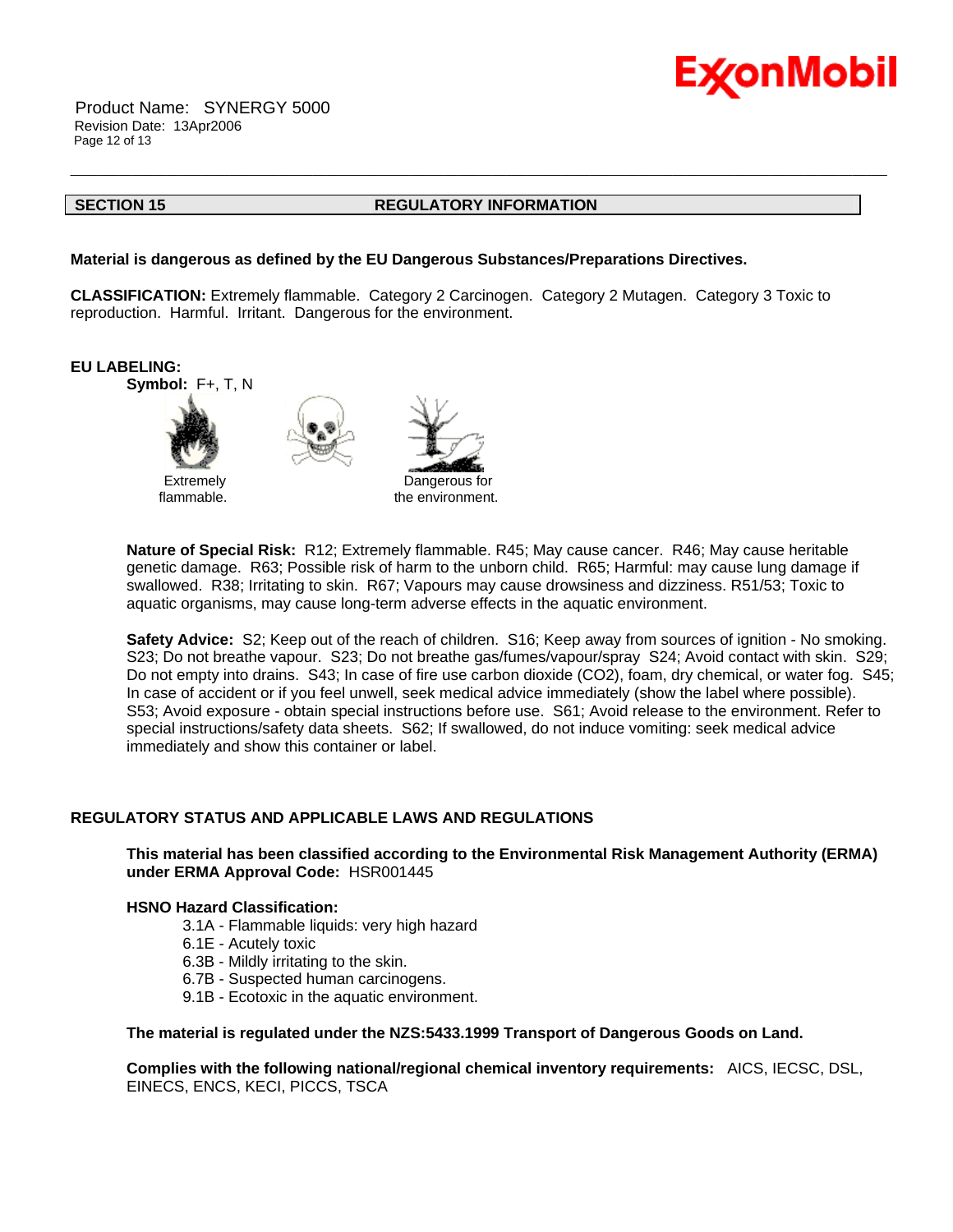## SECTION 15 REGULATORY INFORMATION

**Material is dangerous as defined by the EU Dangerous Substances/Preparations Directives.**

**CLASSIFICATION:** Extremely flammable. Category 2 Carcinogen. Category 2 Mutagen. Category 3 Toxic to reproduction. Harmful. Irritant. Dangerous for the environment.

**EU LABELING:**

**Symbol:** F+, T, N

Extremely flammable.

Dangerous for the environment.

**Nature of Special Risk:** R12; Extremely flammable. R45; May cause cancer. R46; May cause heritable genetic damage. R63; Possible risk of harm to the unborn child. R65; Harmful: may cause lung damage if swallowed. R38; Irritating to skin. R67; Vapours may cause drowsiness and dizziness. R51/53; Toxic to aquatic organisms, may cause long-term adverse effects in the aquatic environment.

**Safety Advice:** S2; Keep out of the reach of children. S16; Keep away from sources of ignition - No smoking. S23; Do not breathe vapour. S23; Do not breathe gas/fumes/vapour/spray S24; Avoid contact with skin. S29; Do not empty into drains. S43; In case of fire use carbon dioxide ($CO_2$), foam, dry chemical, or water fog. S45; In case of accident or if you feel unwell, seek medical advice immediately (show the label where possible). S53; Avoid exposure - obtain special instructions before use. S61; Avoid release to the environment. Refer to special instructions/safety data sheets. S62; If swallowed, do not induce vomiting: seek medical advice immediately and show this container or label.

**REGULATORY STATUS AND APPLICABLE LAWS AND REGULATIONS**

**This material has been classified according to the Environmental Risk Management Authority (ERMA) under ERMA Approval Code:** HSR001445

**HSNO Hazard Classification:**

3.1A - Flammable liquids: very high hazard
6.1E - Acutely toxic
6.3B - Mildly irritating to the skin.
6.7B - Suspected human carcinogens.
9.1B - Ecotoxic in the aquatic environment.

**The material is regulated under the NZS:5433.1999 Transport of Dangerous Goods on Land.**

**Complies with the following national/regional chemical inventory requirements:** AICS, IECSC, DSL, EINECS, ENCS, KECI, PICCS, TSCA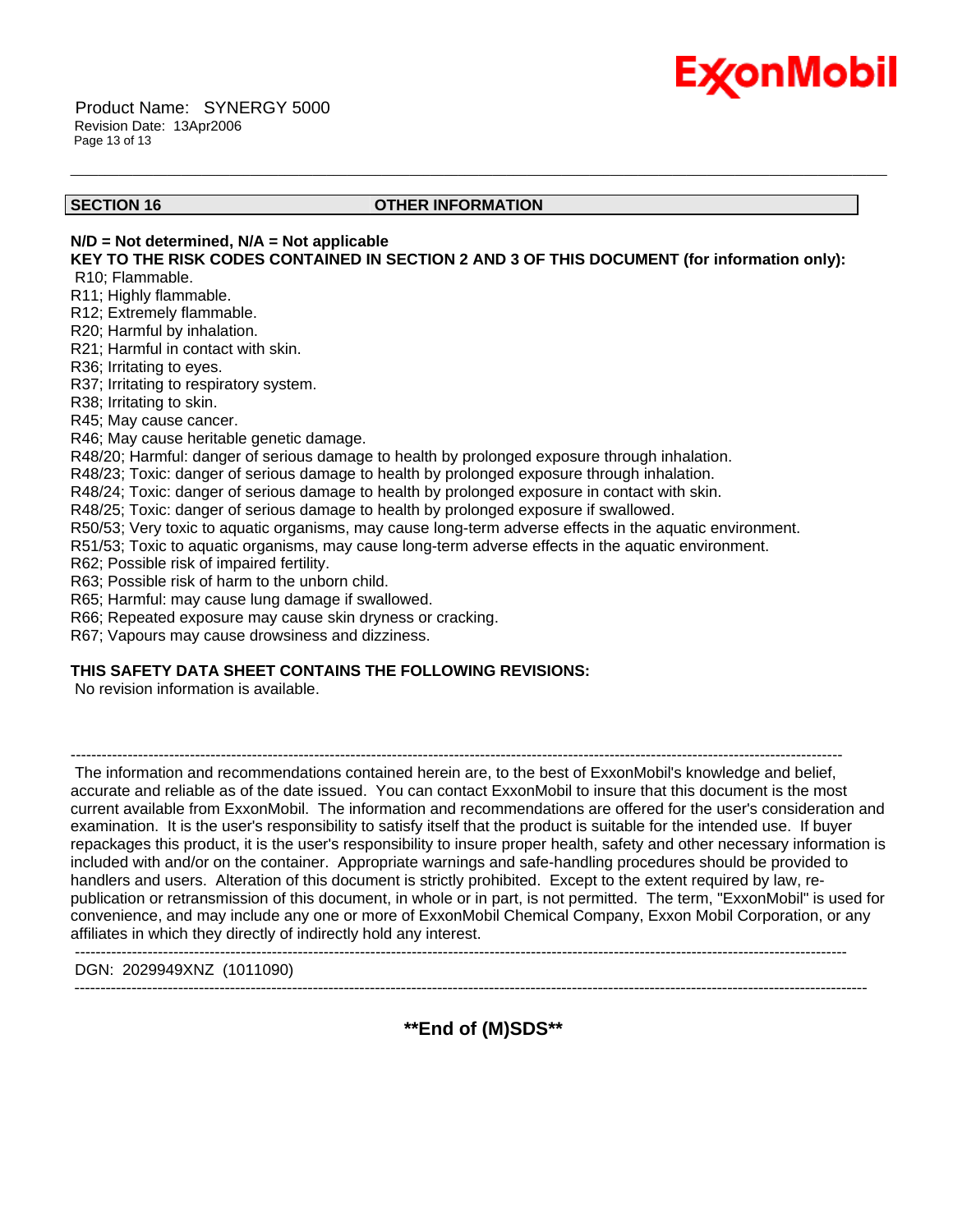## SECTION 16 OTHER INFORMATION

**N/D = Not determined, N/A = Not applicable**

**KEY TO THE RISK CODES CONTAINED IN SECTION 2 AND 3 OF THIS DOCUMENT (for information only):**

R10; Flammable.
R11; Highly flammable.
R12; Extremely flammable.
R20; Harmful by inhalation.
R21; Harmful in contact with skin.
R36; Irritating to eyes.
R37; Irritating to respiratory system.
R38; Irritating to skin.
R45; May cause cancer.
R46; May cause heritable genetic damage.
R48/20; Harmful: danger of serious damage to health by prolonged exposure through inhalation.
R48/23; Toxic: danger of serious damage to health by prolonged exposure through inhalation.
R48/24; Toxic: danger of serious damage to health by prolonged exposure in contact with skin.
R48/25; Toxic: danger of serious damage to health by prolonged exposure if swallowed.
R50/53; Very toxic to aquatic organisms, may cause long-term adverse effects in the aquatic environment.
R51/53; Toxic to aquatic organisms, may cause long-term adverse effects in the aquatic environment.
R62; Possible risk of impaired fertility.
R63; Possible risk of harm to the unborn child.
R65; Harmful: may cause lung damage if swallowed.
R66; Repeated exposure may cause skin dryness or cracking.
R67; Vapours may cause drowsiness and dizziness.

**THIS SAFETY DATA SHEET CONTAINS THE FOLLOWING REVISIONS:**

No revision information is available.

---

The information and recommendations contained herein are, to the best of ExxonMobil's knowledge and belief, accurate and reliable as of the date issued. You can contact ExxonMobil to insure that this document is the most current available from ExxonMobil. The information and recommendations are offered for the user's consideration and examination. It is the user's responsibility to satisfy itself that the product is suitable for the intended use. If buyer repackages this product, it is the user's responsibility to insure proper health, safety and other necessary information is included with and/or on the container. Appropriate warnings and safe-handling procedures should be provided to handlers and users. Alteration of this document is strictly prohibited. Except to the extent required by law, re-publication or retransmission of this document, in whole or in part, is not permitted. The term, "ExxonMobil" is used for convenience, and may include any one or more of ExxonMobil Chemical Company, Exxon Mobil Corporation, or any affiliates in which they directly of indirectly hold any interest.

---

DGN: 2029949XNZ (1011090)

---

**\*\*End of (M)SDS\*\***